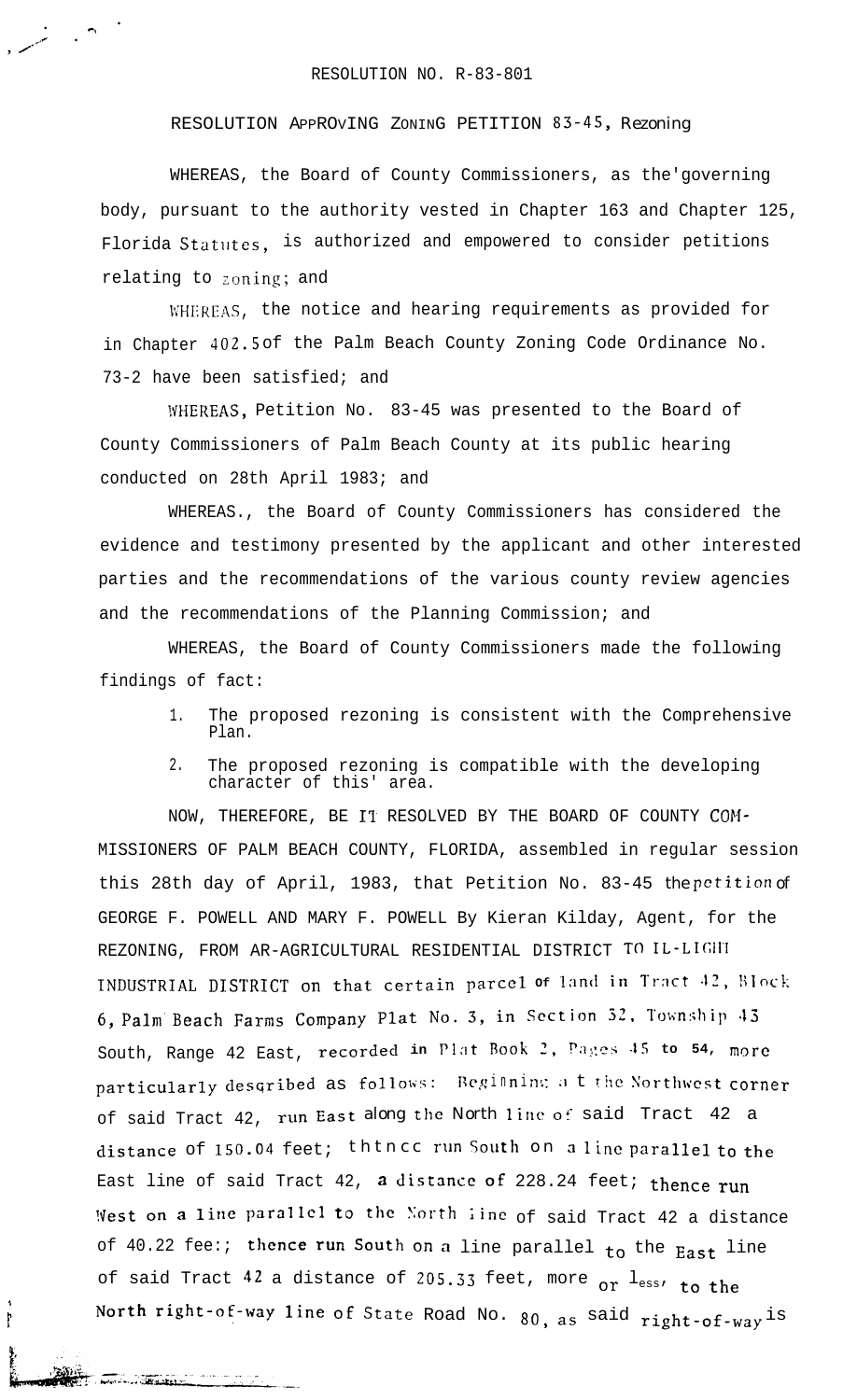RESOLUTION NO. R-83-801

RESOLUTION APPROVING ZONING PETITION 83-45, Rezoning

WHEREAS, the Board of County Commissioners, as the governing body, pursuant to the authority vested in Chapter 163 and Chapter 125, Florida Statutes, is authorized and empowered to consider petitions relating to zoning; and

WHEREAS, the notice and hearing requirements as provided for in Chapter 402.5 of the Palm Beach County Zoning Code Ordinance No. 73-2 have been satisfied; and

WHEREAS, Petition No. 83-45 was presented to the Board of County Commissioners of Palm Beach County at its public hearing conducted on 28th April 1983; and

WHEREAS., the Board of County Commissioners has considered the evidence and testimony presented by the applicant and other interested parties and the recommendations of the various county review agencies and the recommendations of the Planning Commission; and

WHEREAS, the Board of County Commissioners made the following findings of fact:

1. The proposed rezoning is consistent with the Comprehensive Plan.
2. The proposed rezoning is compatible with the developing character of this' area.

NOW, THEREFORE, BE IT RESOLVED BY THE BOARD OF COUNTY COMMISSIONERS OF PALM BEACH COUNTY, FLORIDA, assembled in regular session this 28th day of April, 1983, that Petition No. 83-45 the petition of GEORGE F. POWELL AND MARY F. POWELL By Kieran Kilday, Agent, for the REZONING, FROM AR-AGRICULTURAL RESIDENTIAL DISTRICT TO IL-LIGHT INDUSTRIAL DISTRICT on that certain parcel of land in Tract 42, Block 6, Palm Beach Farms Company Plat No. 3, in Section 32, Township 43 South, Range 42 East, recorded in Plat Book 2, Pages 45 to 54, more particularly described as follows: Beginning at the Northwest corner of said Tract 42, run East along the North line of said Tract 42 a distance of 150.04 feet; thence run South on a line parallel to the East line of said Tract 42, a distance of 228.24 feet; thence run West on a line parallel to the North line of said Tract 42 a distance of 40.22 fee:; thence run South on a line parallel to the East line of said Tract 42 a distance of 205.33 feet, more or less, to the North right-of-way line of State Road No. 80, as said right-of-way is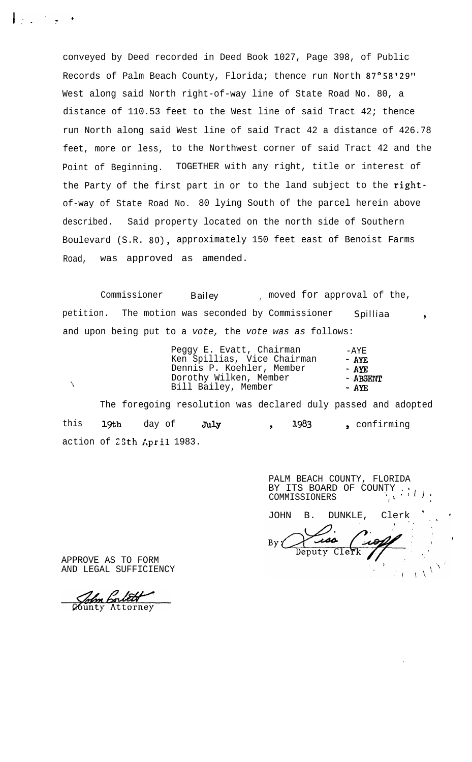conveyed by Deed recorded in Deed Book 1027, Page 398, of Public Records of Palm Beach County, Florida; thence run North 87°58'29" West along said North right-of-way line of State Road No. 80, a distance of 110.53 feet to the West line of said Tract 42; thence run North along said West line of said Tract 42 a distance of 426.78 feet, more or less, to the Northwest corner of said Tract 42 and the Point of Beginning. TOGETHER with any right, title or interest of the Party of the first part in or to the land subject to the right-of-way of State Road No. 80 lying South of the parcel herein above described. Said property located on the north side of Southern Boulevard (S.R. 80), approximately 150 feet east of Benoist Farms Road, was approved as amended.

Commissioner Bailey, moved for approval of the, petition. The motion was seconded by Commissioner Spilliaa, and upon being put to a *vote,* the *vote was as* follows:

| | |
|---|---|
| Peggy E. Evatt, Chairman | -AYE |
| Ken Spillias, Vice Chairman | - AYE |
| Dennis P. Koehler, Member | - AYE |
| Dorothy Wilken, Member | - ABSENT |
| Bill Bailey, Member | - AYE |

The foregoing resolution was declared duly passed and adopted this 19th day of July, 1983, confirming action of 28th April 1983.

PALM BEACH COUNTY, FLORIDA
BY ITS BOARD OF COUNTY
COMMISSIONERS

JOHN B. DUNKLE, Clerk

By: [signature]
Deputy Clerk

APPROVE AS TO FORM
AND LEGAL SUFFICIENCY

[signature]
County Attorney